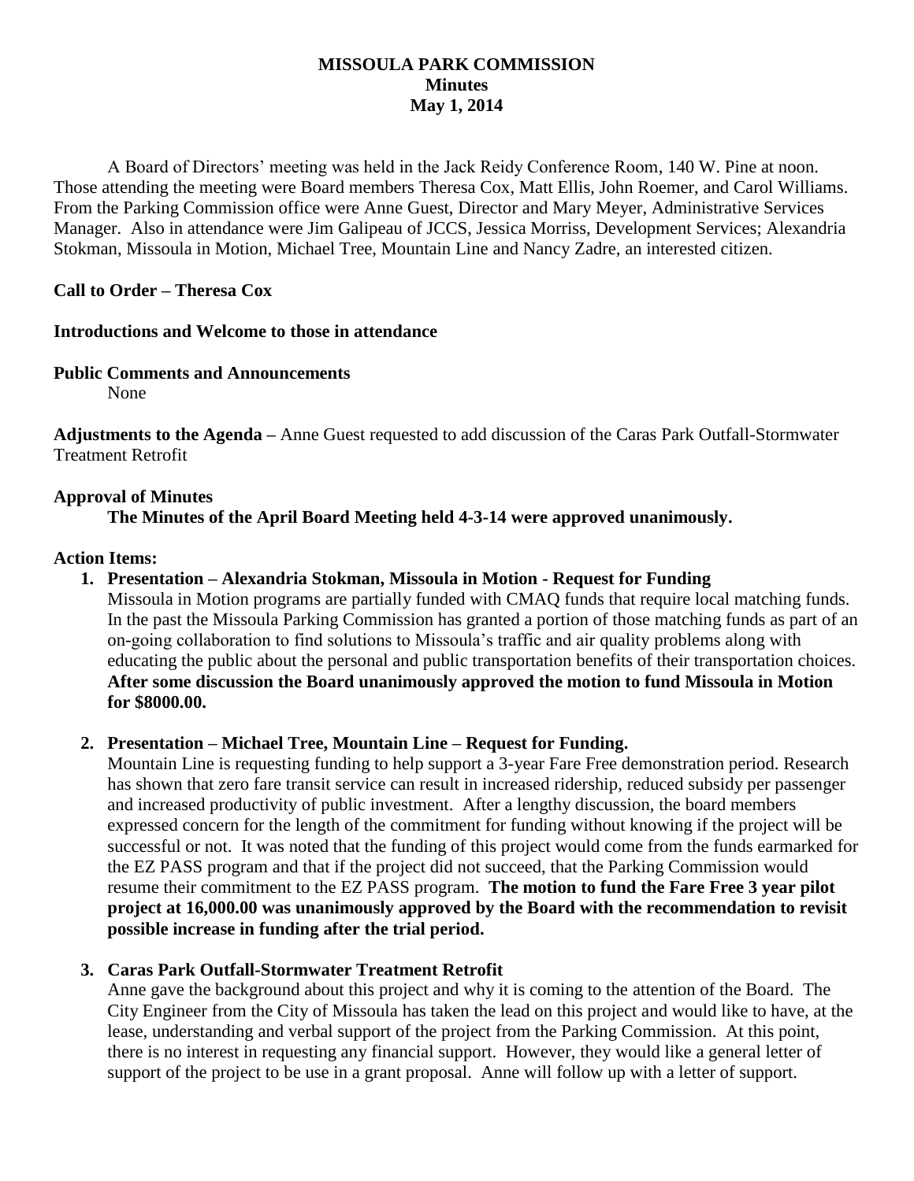**MISSOULA PARK COMMISSION**
**Minutes**
**May 1, 2014**

A Board of Directors' meeting was held in the Jack Reidy Conference Room, 140 W. Pine at noon. Those attending the meeting were Board members Theresa Cox, Matt Ellis, John Roemer, and Carol Williams. From the Parking Commission office were Anne Guest, Director and Mary Meyer, Administrative Services Manager. Also in attendance were Jim Galipeau of JCCS, Jessica Morriss, Development Services; Alexandria Stokman, Missoula in Motion, Michael Tree, Mountain Line and Nancy Zadre, an interested citizen.

**Call to Order – Theresa Cox**

**Introductions and Welcome to those in attendance**

**Public Comments and Announcements**
None

**Adjustments to the Agenda –** Anne Guest requested to add discussion of the Caras Park Outfall-Stormwater Treatment Retrofit

**Approval of Minutes**
**The Minutes of the April Board Meeting held 4-3-14 were approved unanimously.**

**Action Items:**

1. **Presentation – Alexandria Stokman, Missoula in Motion - Request for Funding**
   Missoula in Motion programs are partially funded with CMAQ funds that require local matching funds. In the past the Missoula Parking Commission has granted a portion of those matching funds as part of an on-going collaboration to find solutions to Missoula's traffic and air quality problems along with educating the public about the personal and public transportation benefits of their transportation choices. **After some discussion the Board unanimously approved the motion to fund Missoula in Motion for $8000.00.**

2. **Presentation – Michael Tree, Mountain Line – Request for Funding.**
   Mountain Line is requesting funding to help support a 3-year Fare Free demonstration period. Research has shown that zero fare transit service can result in increased ridership, reduced subsidy per passenger and increased productivity of public investment. After a lengthy discussion, the board members expressed concern for the length of the commitment for funding without knowing if the project will be successful or not. It was noted that the funding of this project would come from the funds earmarked for the EZ PASS program and that if the project did not succeed, that the Parking Commission would resume their commitment to the EZ PASS program. **The motion to fund the Fare Free 3 year pilot project at 16,000.00 was unanimously approved by the Board with the recommendation to revisit possible increase in funding after the trial period.**

3. **Caras Park Outfall-Stormwater Treatment Retrofit**
   Anne gave the background about this project and why it is coming to the attention of the Board. The City Engineer from the City of Missoula has taken the lead on this project and would like to have, at the lease, understanding and verbal support of the project from the Parking Commission. At this point, there is no interest in requesting any financial support. However, they would like a general letter of support of the project to be use in a grant proposal. Anne will follow up with a letter of support.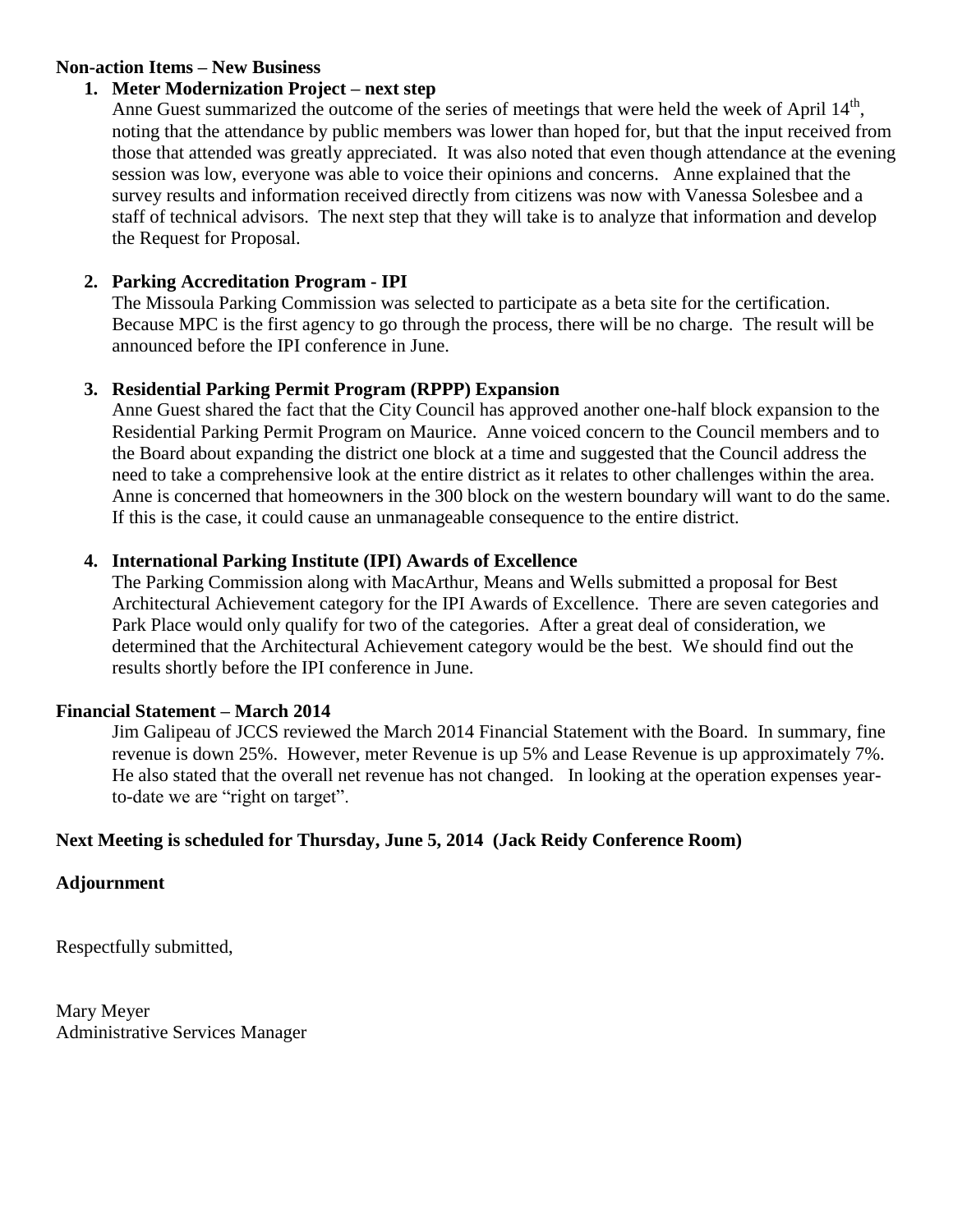**Non-action Items – New Business**

1. **Meter Modernization Project – next step**
   Anne Guest summarized the outcome of the series of meetings that were held the week of April 14th, noting that the attendance by public members was lower than hoped for, but that the input received from those that attended was greatly appreciated. It was also noted that even though attendance at the evening session was low, everyone was able to voice their opinions and concerns. Anne explained that the survey results and information received directly from citizens was now with Vanessa Solesbee and a staff of technical advisors. The next step that they will take is to analyze that information and develop the Request for Proposal.

2. **Parking Accreditation Program - IPI**
   The Missoula Parking Commission was selected to participate as a beta site for the certification. Because MPC is the first agency to go through the process, there will be no charge. The result will be announced before the IPI conference in June.

3. **Residential Parking Permit Program (RPPP) Expansion**
   Anne Guest shared the fact that the City Council has approved another one-half block expansion to the Residential Parking Permit Program on Maurice. Anne voiced concern to the Council members and to the Board about expanding the district one block at a time and suggested that the Council address the need to take a comprehensive look at the entire district as it relates to other challenges within the area. Anne is concerned that homeowners in the 300 block on the western boundary will want to do the same. If this is the case, it could cause an unmanageable consequence to the entire district.

4. **International Parking Institute (IPI) Awards of Excellence**
   The Parking Commission along with MacArthur, Means and Wells submitted a proposal for Best Architectural Achievement category for the IPI Awards of Excellence. There are seven categories and Park Place would only qualify for two of the categories. After a great deal of consideration, we determined that the Architectural Achievement category would be the best. We should find out the results shortly before the IPI conference in June.

**Financial Statement – March 2014**

Jim Galipeau of JCCS reviewed the March 2014 Financial Statement with the Board. In summary, fine revenue is down 25%. However, meter Revenue is up 5% and Lease Revenue is up approximately 7%. He also stated that the overall net revenue has not changed. In looking at the operation expenses year-to-date we are "right on target".

**Next Meeting is scheduled for Thursday, June 5, 2014 (Jack Reidy Conference Room)**

**Adjournment**

Respectfully submitted,

Mary Meyer
Administrative Services Manager